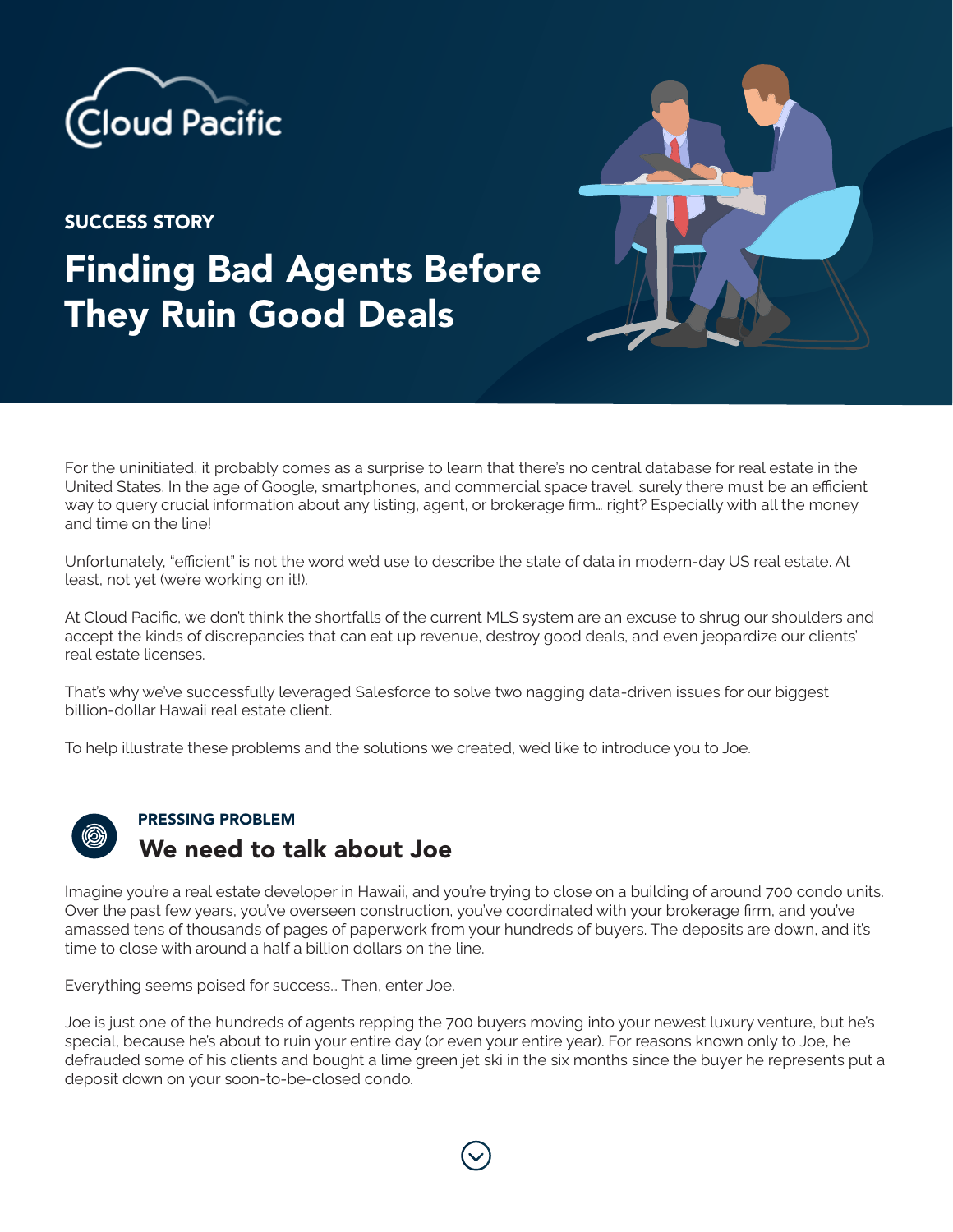Cloud Pacific

SUCCESS STORY

# Finding Bad Agents Before They Ruin Good Deals

For the uninitiated, it probably comes as a surprise to learn that there's no central database for real estate in the United States. In the age of Google, smartphones, and commercial space travel, surely there must be an efficient way to query crucial information about any listing, agent, or brokerage firm… right? Especially with all the money and time on the line!

Unfortunately, "efficient" is not the word we'd use to describe the state of data in modern-day US real estate. At least, not yet (we're working on it!).

At Cloud Pacific, we don't think the shortfalls of the current MLS system are an excuse to shrug our shoulders and accept the kinds of discrepancies that can eat up revenue, destroy good deals, and even jeopardize our clients' real estate licenses.

That's why we've successfully leveraged Salesforce to solve two nagging data-driven issues for our biggest billion-dollar Hawaii real estate client.

To help illustrate these problems and the solutions we created, we'd like to introduce you to Joe.

PRESSING PROBLEM

## We need to talk about Joe

Imagine you're a real estate developer in Hawaii, and you're trying to close on a building of around 700 condo units. Over the past few years, you've overseen construction, you've coordinated with your brokerage firm, and you've amassed tens of thousands of pages of paperwork from your hundreds of buyers. The deposits are down, and it's time to close with around a half a billion dollars on the line.

Everything seems poised for success… Then, enter Joe.

Joe is just one of the hundreds of agents repping the 700 buyers moving into your newest luxury venture, but he's special, because he's about to ruin your entire day (or even your entire year). For reasons known only to Joe, he defrauded some of his clients and bought a lime green jet ski in the six months since the buyer he represents put a deposit down on your soon-to-be-closed condo.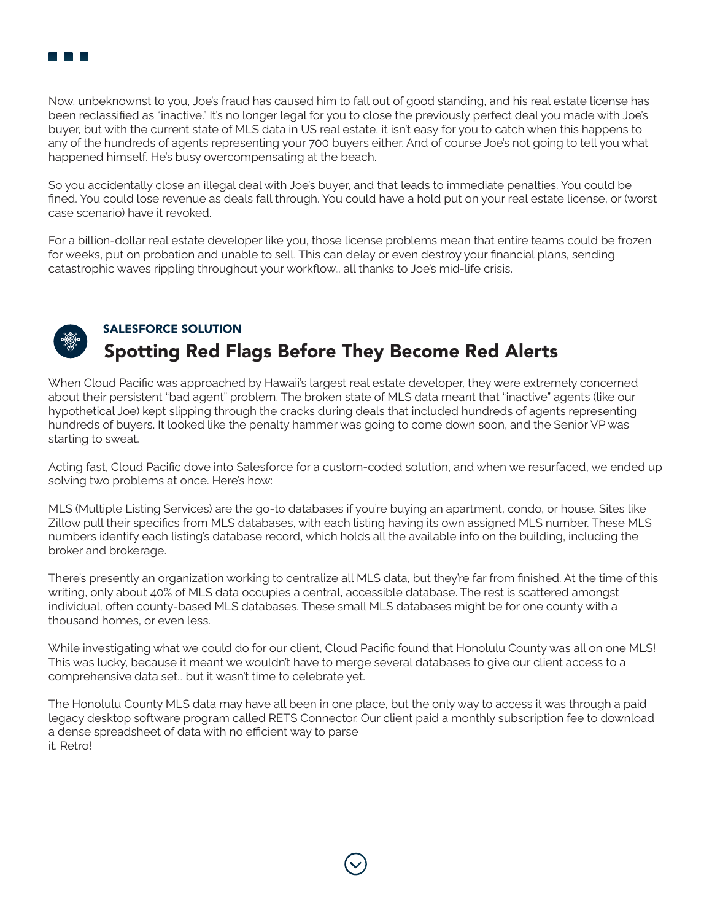Now, unbeknownst to you, Joe's fraud has caused him to fall out of good standing, and his real estate license has been reclassified as "inactive." It's no longer legal for you to close the previously perfect deal you made with Joe's buyer, but with the current state of MLS data in US real estate, it isn't easy for you to catch when this happens to any of the hundreds of agents representing your 700 buyers either. And of course Joe's not going to tell you what happened himself. He's busy overcompensating at the beach.

So you accidentally close an illegal deal with Joe's buyer, and that leads to immediate penalties. You could be fined. You could lose revenue as deals fall through. You could have a hold put on your real estate license, or (worst case scenario) have it revoked.

For a billion-dollar real estate developer like you, those license problems mean that entire teams could be frozen for weeks, put on probation and unable to sell. This can delay or even destroy your financial plans, sending catastrophic waves rippling throughout your workflow… all thanks to Joe's mid-life crisis.

### SALESFORCE SOLUTION

## Spotting Red Flags Before They Become Red Alerts

When Cloud Pacific was approached by Hawaii's largest real estate developer, they were extremely concerned about their persistent "bad agent" problem. The broken state of MLS data meant that "inactive" agents (like our hypothetical Joe) kept slipping through the cracks during deals that included hundreds of agents representing hundreds of buyers. It looked like the penalty hammer was going to come down soon, and the Senior VP was starting to sweat.

Acting fast, Cloud Pacific dove into Salesforce for a custom-coded solution, and when we resurfaced, we ended up solving two problems at once. Here's how:

MLS (Multiple Listing Services) are the go-to databases if you're buying an apartment, condo, or house. Sites like Zillow pull their specifics from MLS databases, with each listing having its own assigned MLS number. These MLS numbers identify each listing's database record, which holds all the available info on the building, including the broker and brokerage.

There's presently an organization working to centralize all MLS data, but they're far from finished. At the time of this writing, only about 40% of MLS data occupies a central, accessible database. The rest is scattered amongst individual, often county-based MLS databases. These small MLS databases might be for one county with a thousand homes, or even less.

While investigating what we could do for our client, Cloud Pacific found that Honolulu County was all on one MLS! This was lucky, because it meant we wouldn't have to merge several databases to give our client access to a comprehensive data set… but it wasn't time to celebrate yet.

The Honolulu County MLS data may have all been in one place, but the only way to access it was through a paid legacy desktop software program called RETS Connector. Our client paid a monthly subscription fee to download a dense spreadsheet of data with no efficient way to parse it. Retro!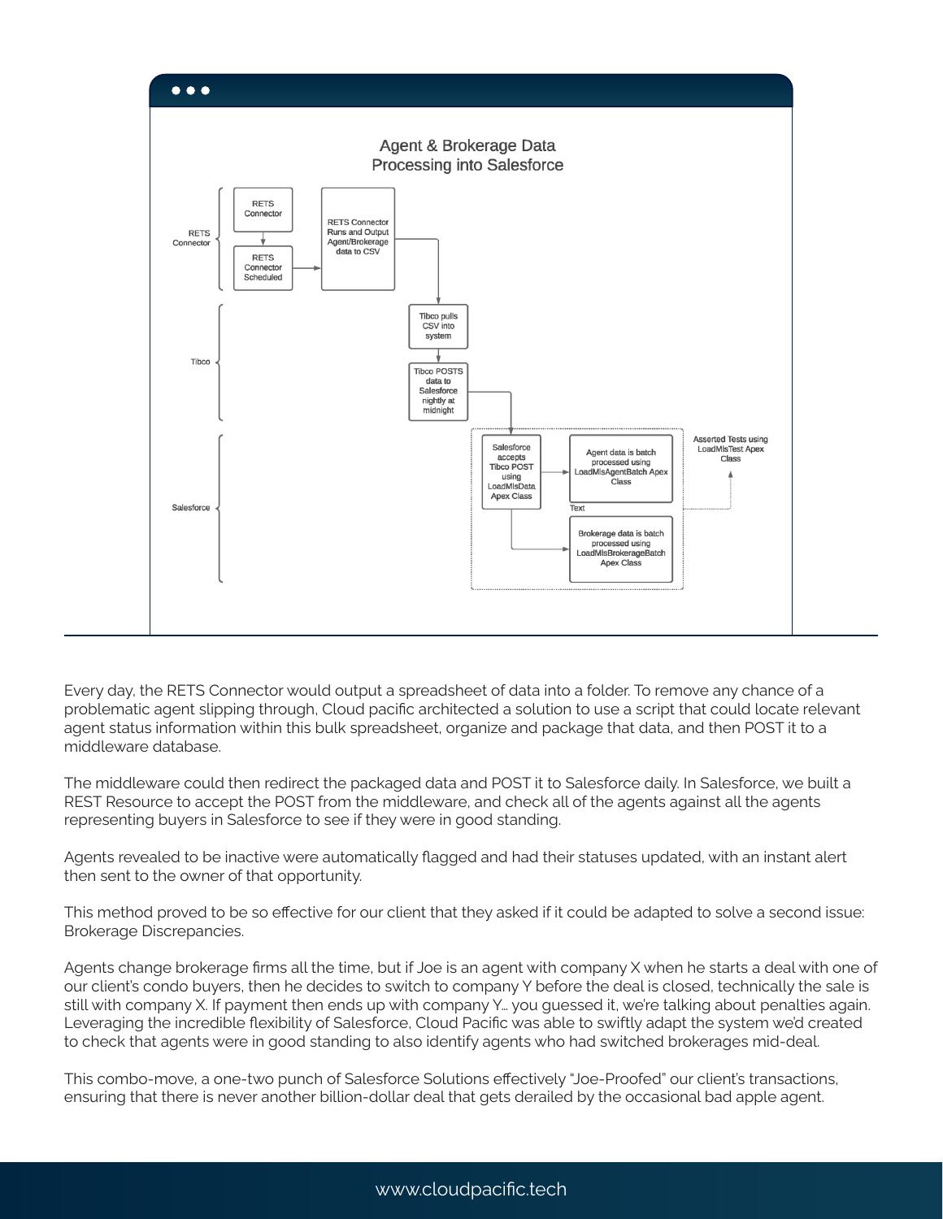Agent & Brokerage Data
Processing into Salesforce

RETS Connector

RETS Connector

RETS Connector Scheduled

RETS Connector Runs and Output Agent/Brokerage data to CSV

Tibco

Tibco pulls CSV into system

Tibco POSTS data to Salesforce nightly at midnight

Salesforce

Salesforce accepts Tibco POST using LoadMlsData Apex Class

Agent data is batch processed using LoadMlsAgentBatch Apex Class

Text

Brokerage data is batch processed using LoadMlsBrokerageBatch Apex Class

Asserted Tests using LoadMlsTest Apex Class

Every day, the RETS Connector would output a spreadsheet of data into a folder. To remove any chance of a problematic agent slipping through, Cloud pacific architected a solution to use a script that could locate relevant agent status information within this bulk spreadsheet, organize and package that data, and then POST it to a middleware database.

The middleware could then redirect the packaged data and POST it to Salesforce daily. In Salesforce, we built a REST Resource to accept the POST from the middleware, and check all of the agents against all the agents representing buyers in Salesforce to see if they were in good standing.

Agents revealed to be inactive were automatically flagged and had their statuses updated, with an instant alert then sent to the owner of that opportunity.

This method proved to be so effective for our client that they asked if it could be adapted to solve a second issue: Brokerage Discrepancies.

Agents change brokerage firms all the time, but if Joe is an agent with company X when he starts a deal with one of our client's condo buyers, then he decides to switch to company Y before the deal is closed, technically the sale is still with company X. If payment then ends up with company Y… you guessed it, we're talking about penalties again. Leveraging the incredible flexibility of Salesforce, Cloud Pacific was able to swiftly adapt the system we'd created to check that agents were in good standing to also identify agents who had switched brokerages mid-deal.

This combo-move, a one-two punch of Salesforce Solutions effectively "Joe-Proofed" our client's transactions, ensuring that there is never another billion-dollar deal that gets derailed by the occasional bad apple agent.